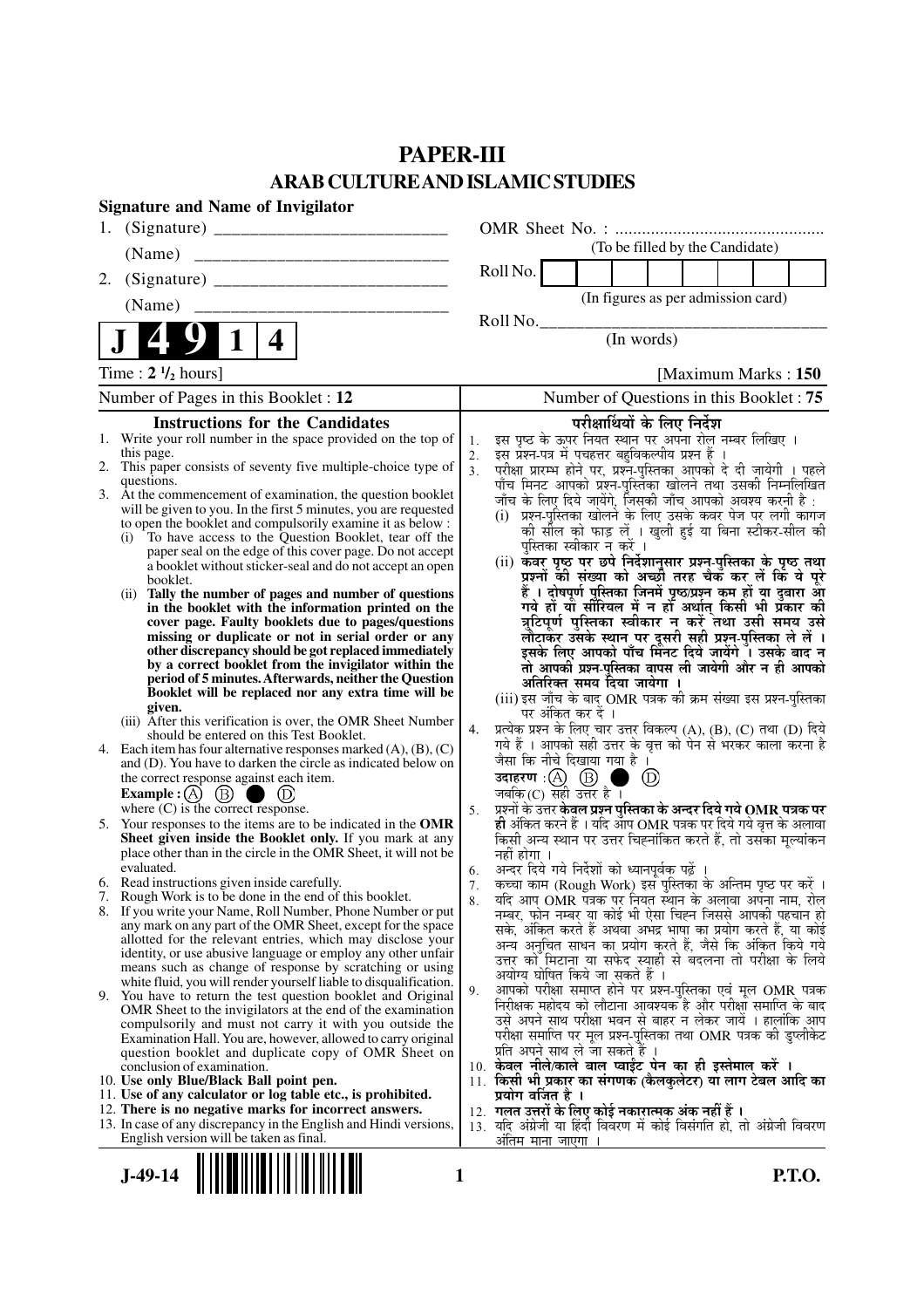# PAPER-III

## ARAB CULTURE AND ISLAMIC STUDIES

**Signature and Name of Invigilator**

1. (Signature) \_\_\_\_\_\_\_\_\_\_\_\_\_\_\_\_\_\_\_\_\_\_\_\_\_\_

   (Name) \_\_\_\_\_\_\_\_\_\_\_\_\_\_\_\_\_\_\_\_\_\_\_\_\_\_\_\_

2. (Signature) \_\_\_\_\_\_\_\_\_\_\_\_\_\_\_\_\_\_\_\_\_\_\_\_\_\_

   (Name) \_\_\_\_\_\_\_\_\_\_\_\_\_\_\_\_\_\_\_\_\_\_\_\_\_\_\_\_

OMR Sheet No. : ...............................................

(To be filled by the Candidate)

Roll No. | | | | | | | | |

(In figures as per admission card)

Roll No.\_\_\_\_\_\_\_\_\_\_\_\_\_\_\_\_\_\_\_\_\_\_\_\_\_\_\_\_\_\_\_\_\_

(In words)

**J 4 9 1 4**

Time : **2 ½ hours**] [Maximum Marks : **150**

Number of Pages in this Booklet : 12

Number of Questions in this Booklet : 75

### Instructions for the Candidates

1. Write your roll number in the space provided on the top of this page.
2. This paper consists of seventy five multiple-choice type of questions.
3. At the commencement of examination, the question booklet will be given to you. In the first 5 minutes, you are requested to open the booklet and compulsorily examine it as below :
   (i) To have access to the Question Booklet, tear off the paper seal on the edge of this cover page. Do not accept a booklet without sticker-seal and do not accept an open booklet.
   (ii) **Tally the number of pages and number of questions in the booklet with the information printed on the cover page. Faulty booklets due to pages/questions missing or duplicate or not in serial order or any other discrepancy should be got replaced immediately by a correct booklet from the invigilator within the period of 5 minutes. Afterwards, neither the Question Booklet will be replaced nor any extra time will be given.**
   (iii) After this verification is over, the OMR Sheet Number should be entered on this Test Booklet.
4. Each item has four alternative responses marked (A), (B), (C) and (D). You have to darken the circle as indicated below on the correct response against each item.
   **Example :** (A) (B) ● (D)
   where (C) is the correct response.
5. Your responses to the items are to be indicated in the **OMR Sheet given inside the Booklet only.** If you mark at any place other than in the circle in the OMR Sheet, it will not be evaluated.
6. Read instructions given inside carefully.
7. Rough Work is to be done in the end of this booklet.
8. If you write your Name, Roll Number, Phone Number or put any mark on any part of the OMR Sheet, except for the space allotted for the relevant entries, which may disclose your identity, or use abusive language or employ any other unfair means such as change of response by scratching or using white fluid, you will render yourself liable to disqualification.
9. You have to return the test question booklet and Original OMR Sheet to the invigilators at the end of the examination compulsorily and must not carry it with you outside the Examination Hall. You are, however, allowed to carry original question booklet and duplicate copy of OMR Sheet on conclusion of examination.
10. **Use only Blue/Black Ball point pen.**
11. **Use of any calculator or log table etc., is prohibited.**
12. **There is no negative marks for incorrect answers.**
13. In case of any discrepancy in the English and Hindi versions, English version will be taken as final.

### परीक्षार्थियों के लिए निर्देश

1. इस पृष्ठ के ऊपर नियत स्थान पर अपना रोल नम्बर लिखिए ।
2. इस प्रश्न-पत्र में पचहत्तर बहुविकल्पीय प्रश्न हैं ।
3. परीक्षा प्रारम्भ होने पर, प्रश्न-पुस्तिका आपको दे दी जायेगी । पहले पाँच मिनट आपको प्रश्न-पुस्तिका खोलने तथा उसकी निम्नलिखित जाँच के लिए दिये जायेंगे, जिसकी जाँच आपको अवश्य करनी है :
   (i) प्रश्न-पुस्तिका खोलने के लिए उसके कवर पेज पर लगी कागज की सील को फाड़ लें । खुली हुई या बिना स्टीकर-सील की पुस्तिका स्वीकार न करें ।
   (ii) **कवर पृष्ठ पर छपे निर्देशानुसार प्रश्न-पुस्तिका के पृष्ठ तथा प्रश्नों की संख्या को अच्छी तरह चैक कर लें कि ये पूरे हैं । दोषपूर्ण पुस्तिका जिनमें पृष्ठ/प्रश्न कम हों या दुबारा आ गये हों या सीरियल में न हों अर्थात् किसी भी प्रकार की त्रुटिपूर्ण पुस्तिका स्वीकार न करें तथा उसी समय उसे लौटाकर उसके स्थान पर दूसरी सही प्रश्न-पुस्तिका ले लें । इसके लिए आपको पाँच मिनट दिये जायेंगे । उसके बाद न तो आपकी प्रश्न-पुस्तिका वापस ली जायेगी और न ही आपको अतिरिक्त समय दिया जायेगा ।**
   (iii) इस जाँच के बाद OMR पत्रक की क्रम संख्या इस प्रश्न-पुस्तिका पर अंकित कर दें ।
4. प्रत्येक प्रश्न के लिए चार उत्तर विकल्प (A), (B), (C) तथा (D) दिये गये हैं । आपको सही उत्तर के वृत्त को पेन से भरकर काला करना है जैसा कि नीचे दिखाया गया है ।
   **उदाहरण :** (A) (B) ● (D)
   जबकि (C) सही उत्तर है ।
5. **प्रश्नों के उत्तर केवल प्रश्न पुस्तिका के अन्दर दिये गये OMR पत्रक पर ही** अंकित करने हैं । यदि आप OMR पत्रक पर दिये गये वृत्त के अलावा किसी अन्य स्थान पर उत्तर चिह्नांकित करते हैं, तो उसका मूल्यांकन नहीं होगा ।
6. अन्दर दिये गये निर्देशों को ध्यानपूर्वक पढ़ें ।
7. कच्चा काम (Rough Work) इस पुस्तिका के अन्तिम पृष्ठ पर करें ।
8. यदि आप OMR पत्रक पर नियत स्थान के अलावा अपना नाम, रोल नम्बर, फोन नम्बर या कोई भी ऐसा चिह्न जिससे आपकी पहचान हो सके, अंकित करते हैं अथवा अभद्र भाषा का प्रयोग करते हैं, या कोई अन्य अनुचित साधन का प्रयोग करते हैं, जैसे कि अंकित किये गये उत्तर को मिटाना या सफेद स्याही से बदलना तो परीक्षा के लिये अयोग्य घोषित किये जा सकते हैं ।
9. आपको परीक्षा समाप्त होने पर प्रश्न-पुस्तिका एवं मूल OMR पत्रक निरीक्षक महोदय को लौटाना आवश्यक है और परीक्षा समाप्ति के बाद उसे अपने साथ परीक्षा भवन से बाहर न लेकर जायें । हालांकि आप परीक्षा समाप्ति पर मूल प्रश्न-पुस्तिका तथा OMR पत्रक की डुप्लीकेट प्रति अपने साथ ले जा सकते हैं ।
10. **केवल नीले/काले बाल प्वाईंट पेन का ही इस्तेमाल करें ।**
11. **किसी भी प्रकार का संगणक (कैलकुलेटर) या लाग टेबल आदि का प्रयोग वर्जित है ।**
12. **गलत उत्तरों के लिए कोई नकारात्मक अंक नहीं हैं ।**
13. यदि अंग्रेजी या हिंदी विवरण में कोई विसंगति हो, तो अंग्रेजी विवरण अंतिम माना जाएगा ।

**J-49-14** **P.T.O.**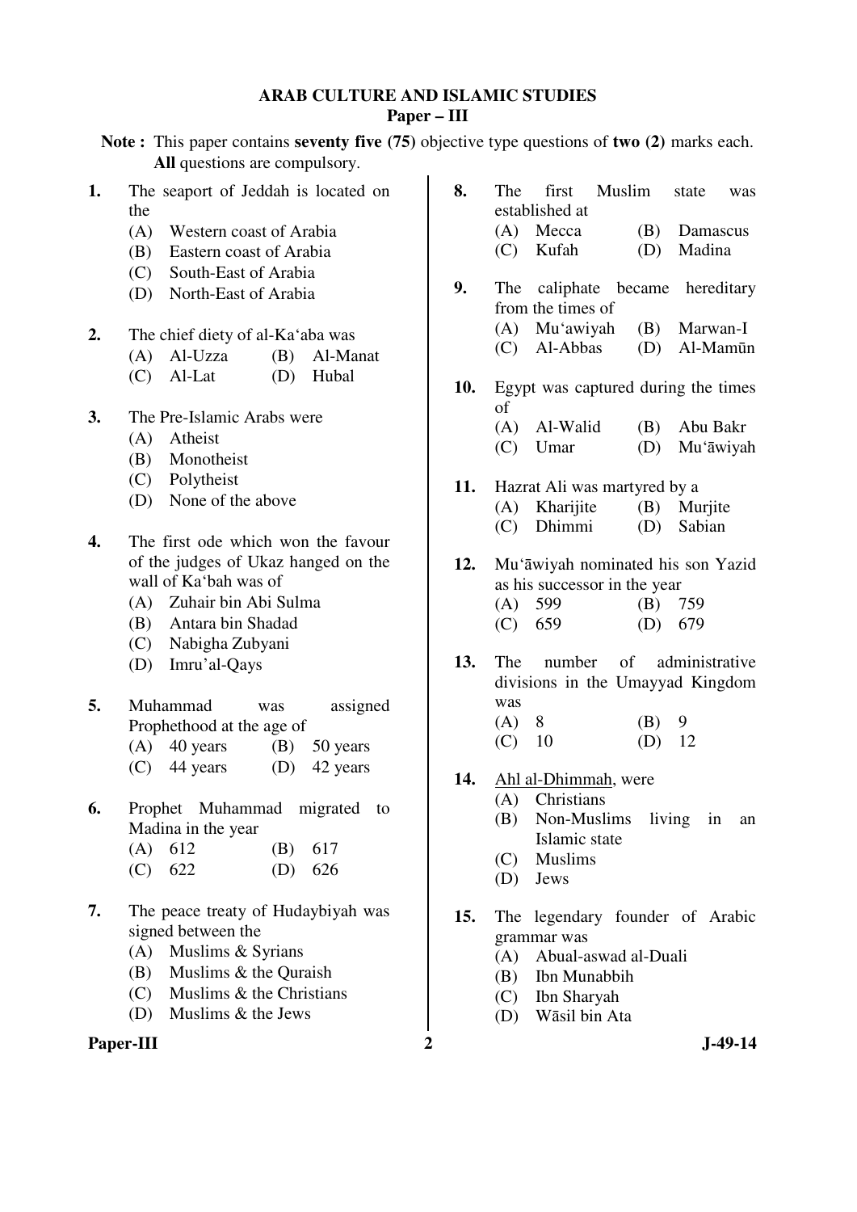# ARAB CULTURE AND ISLAMIC STUDIES
## Paper – III

**Note :** This paper contains **seventy five (75)** objective type questions of **two (2)** marks each. **All** questions are compulsory.

**1.** The seaport of Jeddah is located on the
- (A) Western coast of Arabia
- (B) Eastern coast of Arabia
- (C) South-East of Arabia
- (D) North-East of Arabia

**2.** The chief diety of al-Ka‘aba was
- (A) Al-Uzza
- (B) Al-Manat
- (C) Al-Lat
- (D) Hubal

**3.** The Pre-Islamic Arabs were
- (A) Atheist
- (B) Monotheist
- (C) Polytheist
- (D) None of the above

**4.** The first ode which won the favour of the judges of Ukaz hanged on the wall of Ka‘bah was of
- (A) Zuhair bin Abi Sulma
- (B) Antara bin Shadad
- (C) Nabigha Zubyani
- (D) Imru’al-Qays

**5.** Muhammad was assigned Prophethood at the age of
- (A) 40 years
- (B) 50 years
- (C) 44 years
- (D) 42 years

**6.** Prophet Muhammad migrated to Madina in the year
- (A) 612
- (B) 617
- (C) 622
- (D) 626

**7.** The peace treaty of Hudaybiyah was signed between the
- (A) Muslims & Syrians
- (B) Muslims & the Quraish
- (C) Muslims & the Christians
- (D) Muslims & the Jews

**8.** The first Muslim state was established at
- (A) Mecca
- (B) Damascus
- (C) Kufah
- (D) Madina

**9.** The caliphate became hereditary from the times of
- (A) Mu‘awiyah
- (B) Marwan-I
- (C) Al-Abbas
- (D) Al-Mamūn

**10.** Egypt was captured during the times of
- (A) Al-Walid
- (B) Abu Bakr
- (C) Umar
- (D) Mu‘āwiyah

**11.** Hazrat Ali was martyred by a
- (A) Kharijite
- (B) Murjite
- (C) Dhimmi
- (D) Sabian

**12.** Mu‘āwiyah nominated his son Yazid as his successor in the year
- (A) 599
- (B) 759
- (C) 659
- (D) 679

**13.** The number of administrative divisions in the Umayyad Kingdom was
- (A) 8
- (B) 9
- (C) 10
- (D) 12

**14.** Ahl al-Dhimmah, were
- (A) Christians
- (B) Non-Muslims living in an Islamic state
- (C) Muslims
- (D) Jews

**15.** The legendary founder of Arabic grammar was
- (A) Abual-aswad al-Duali
- (B) Ibn Munabbih
- (C) Ibn Sharyah
- (D) Wāsil bin Ata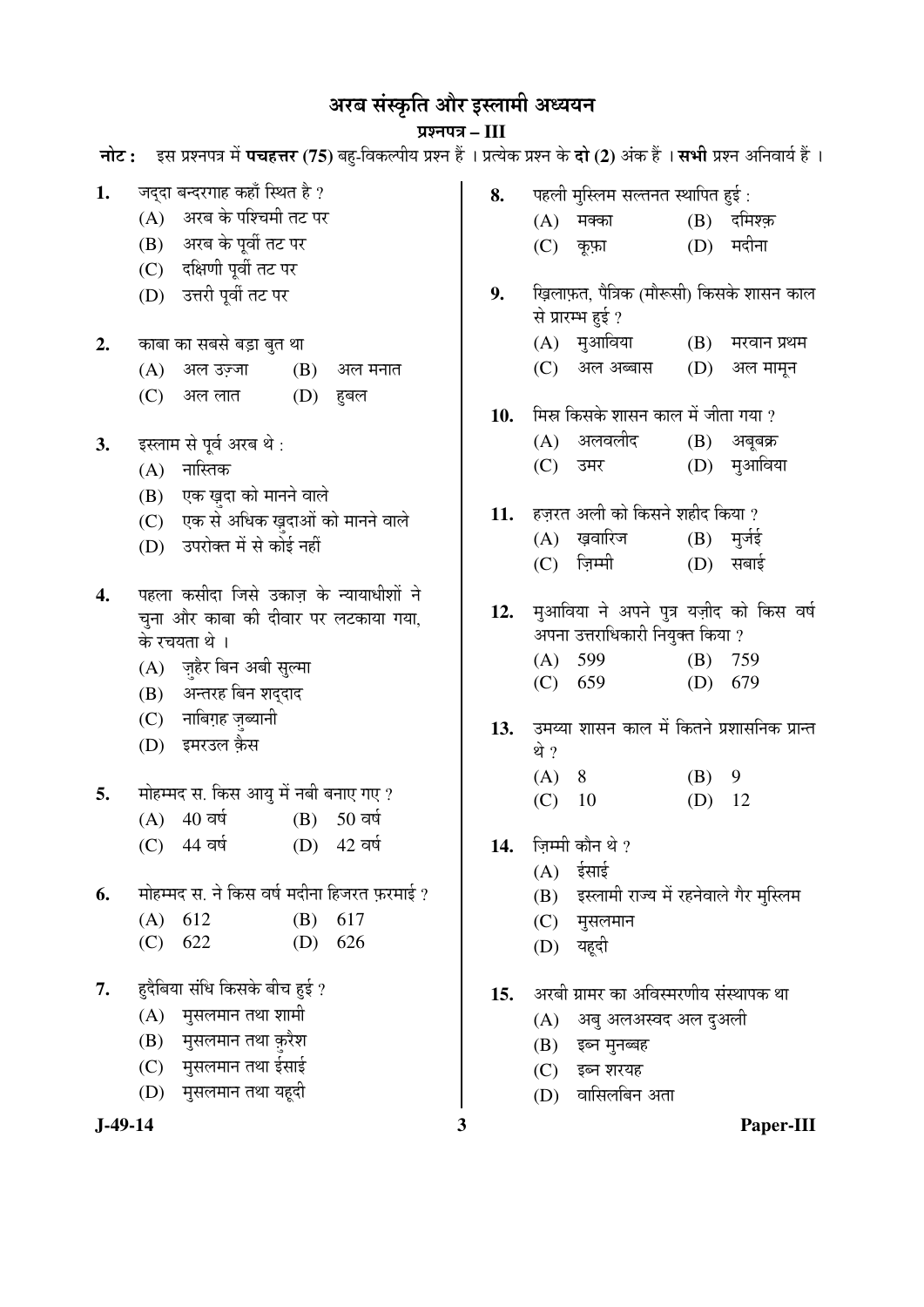# अरब संस्कृति और इस्लामी अध्ययन

## प्रश्नपत्र – III

**नोट :** इस प्रश्नपत्र में **पचहत्तर (75)** बहु-विकल्पीय प्रश्न हैं । प्रत्येक प्रश्न के **दो (2)** अंक हैं । **सभी** प्रश्न अनिवार्य हैं ।

1. जद्दा बन्दरगाह कहाँ स्थित है ?
   (A) अरब के पश्चिमी तट पर
   (B) अरब के पूर्वी तट पर
   (C) दक्षिणी पूर्वी तट पर
   (D) उत्तरी पूर्वी तट पर

2. काबा का सबसे बड़ा बुत था
   (A) अल उज़्ज़ा
   (B) अल मनात
   (C) अल लात
   (D) हुबल

3. इस्लाम से पूर्व अरब थे :
   (A) नास्तिक
   (B) एक ख़ुदा को मानने वाले
   (C) एक से अधिक ख़ुदाओं को मानने वाले
   (D) उपरोक्त में से कोई नहीं

4. पहला कसीदा जिसे उकाज़ के न्यायाधीशों ने चुना और काबा की दीवार पर लटकाया गया, के रचयता थे ।
   (A) ज़ुहैर बिन अबी सुल्मा
   (B) अन्तरह बिन शद्दाद
   (C) नाबिग़ह ज़ुब्यानी
   (D) इमरउल क़ैस

5. मोहम्मद स. किस आयु में नबी बनाए गए ?
   (A) 40 वर्ष
   (B) 50 वर्ष
   (C) 44 वर्ष
   (D) 42 वर्ष

6. मोहम्मद स. ने किस वर्ष मदीना हिजरत फ़रमाई ?
   (A) 612
   (B) 617
   (C) 622
   (D) 626

7. हुदैबिया संधि किसके बीच हुई ?
   (A) मुसलमान तथा शामी
   (B) मुसलमान तथा क़ुरैश
   (C) मुसलमान तथा ईसाई
   (D) मुसलमान तथा यहूदी

8. पहली मुस्लिम सल्तनत स्थापित हुई :
   (A) मक्का
   (B) दमिश्क़
   (C) कूफ़ा
   (D) मदीना

9. ख़िलाफ़त, पैत्रिक (मौरूसी) किसके शासन काल से प्रारम्भ हुई ?
   (A) मुआविया
   (B) मरवान प्रथम
   (C) अल अब्बास
   (D) अल मामून

10. मिस्र किसके शासन काल में जीता गया ?
    (A) अलवलीद
    (B) अबूबक्र
    (C) उमर
    (D) मुआविया

11. हज़रत अली को किसने शहीद किया ?
    (A) ख़वारिज
    (B) मुर्जई
    (C) ज़िम्मी
    (D) सबाई

12. मुआविया ने अपने पुत्र यज़ीद को किस वर्ष अपना उत्तराधिकारी नियुक्त किया ?
    (A) 599
    (B) 759
    (C) 659
    (D) 679

13. उमय्या शासन काल में कितने प्रशासनिक प्रान्त थे ?
    (A) 8
    (B) 9
    (C) 10
    (D) 12

14. ज़िम्मी कौन थे ?
    (A) ईसाई
    (B) इस्लामी राज्य में रहनेवाले गैर मुस्लिम
    (C) मुसलमान
    (D) यहूदी

15. अरबी ग्रामर का अविस्मरणीय संस्थापक था
    (A) अबु अलअस्वद अल दुअली
    (B) इब्न मुनब्बह
    (C) इब्न शरयह
    (D) वासिलबिन अता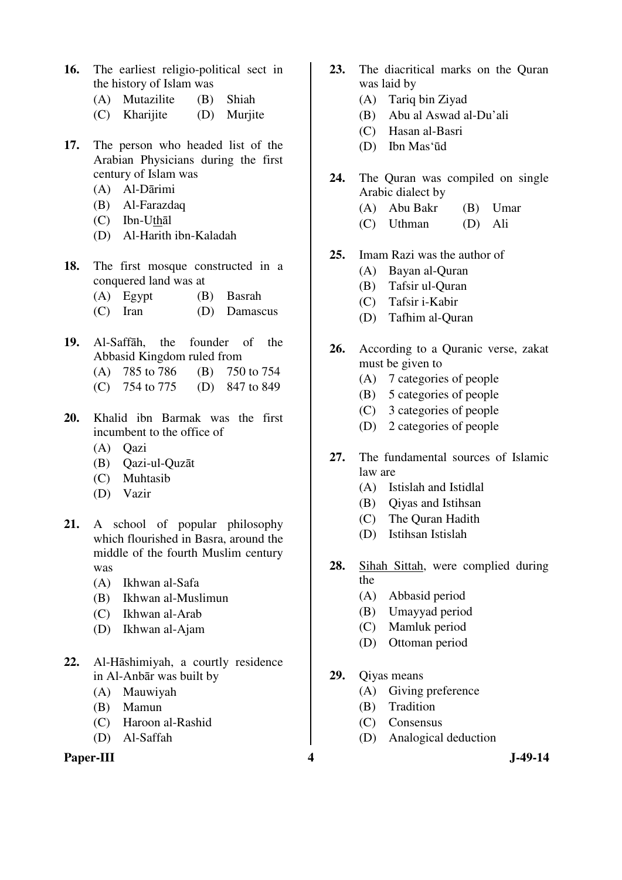16. The earliest religio-political sect in the history of Islam was
    (A) Mutazilite (B) Shiah
    (C) Kharijite (D) Murjite

17. The person who headed list of the Arabian Physicians during the first century of Islam was
    (A) Al-Dārimi
    (B) Al-Farazdaq
    (C) Ibn-U<u>th</u>āl
    (D) Al-Harith ibn-Kaladah

18. The first mosque constructed in a conquered land was at
    (A) Egypt (B) Basrah
    (C) Iran (D) Damascus

19. Al-Saffāh, the founder of the Abbasid Kingdom ruled from
    (A) 785 to 786 (B) 750 to 754
    (C) 754 to 775 (D) 847 to 849

20. Khalid ibn Barmak was the first incumbent to the office of
    (A) Qazi
    (B) Qazi-ul-Quzāt
    (C) Muhtasib
    (D) Vazir

21. A school of popular philosophy which flourished in Basra, around the middle of the fourth Muslim century was
    (A) Ikhwan al-Safa
    (B) Ikhwan al-Muslimun
    (C) Ikhwan al-Arab
    (D) Ikhwan al-Ajam

22. Al-Hāshimiyah, a courtly residence in Al-Anbār was built by
    (A) Mauwiyah
    (B) Mamun
    (C) Haroon al-Rashid
    (D) Al-Saffah

23. The diacritical marks on the Quran was laid by
    (A) Tariq bin Ziyad
    (B) Abu al Aswad al-Du'ali
    (C) Hasan al-Basri
    (D) Ibn Mas'ūd

24. The Quran was compiled on single Arabic dialect by
    (A) Abu Bakr (B) Umar
    (C) Uthman (D) Ali

25. Imam Razi was the author of
    (A) Bayan al-Quran
    (B) Tafsir ul-Quran
    (C) Tafsir i-Kabir
    (D) Tafhim al-Quran

26. According to a Quranic verse, zakat must be given to
    (A) 7 categories of people
    (B) 5 categories of people
    (C) 3 categories of people
    (D) 2 categories of people

27. The fundamental sources of Islamic law are
    (A) Istislah and Istidlal
    (B) Qiyas and Istihsan
    (C) The Quran Hadith
    (D) Istihsan Istislah

28. <u>Sihah Sittah</u>, were complied during the
    (A) Abbasid period
    (B) Umayyad period
    (C) Mamluk period
    (D) Ottoman period

29. Qiyas means
    (A) Giving preference
    (B) Tradition
    (C) Consensus
    (D) Analogical deduction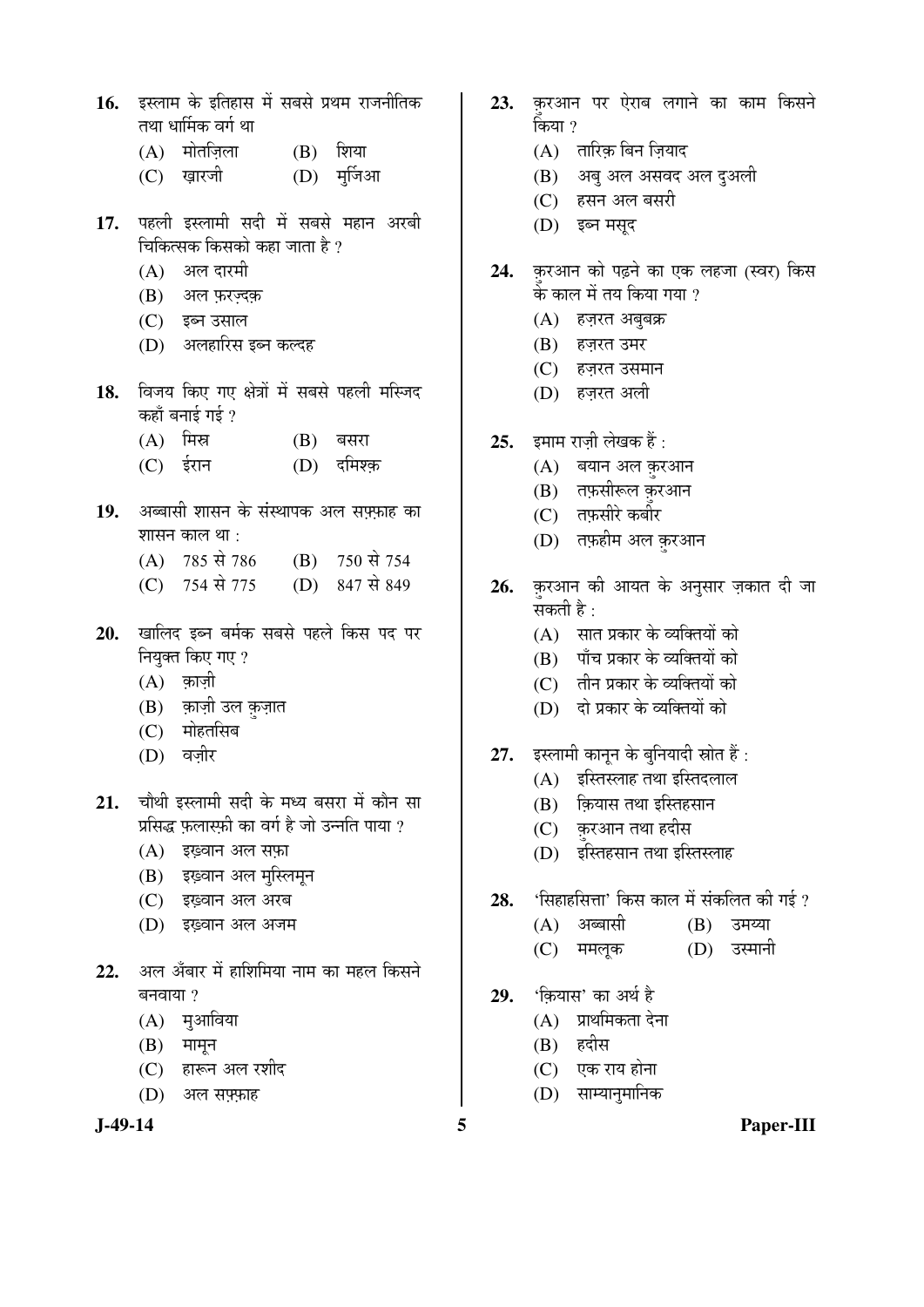16. इस्लाम के इतिहास में सबसे प्रथम राजनीतिक तथा धार्मिक वर्ग था
    - (A) मोतज़िला
    - (B) शिया
    - (C) ख़ारजी
    - (D) मुर्जिआ

17. पहली इस्लामी सदी में सबसे महान अरबी चिकित्सक किसको कहा जाता है ?
    - (A) अल दारमी
    - (B) अल फ़रज़्दक़
    - (C) इब्न उसाल
    - (D) अलहारिस इब्न कल्दह

18. विजय किए गए क्षेत्रों में सबसे पहली मस्जिद कहाँ बनाई गई ?
    - (A) मिस्र
    - (B) बसरा
    - (C) ईरान
    - (D) दमिश्क़

19. अब्बासी शासन के संस्थापक अल सफ़्फ़ाह का शासन काल था :
    - (A) 785 से 786
    - (B) 750 से 754
    - (C) 754 से 775
    - (D) 847 से 849

20. खालिद इब्न बर्मक सबसे पहले किस पद पर नियुक्त किए गए ?
    - (A) क़ाज़ी
    - (B) क़ाज़ी उल क़ुज़ात
    - (C) मोहतसिब
    - (D) वज़ीर

21. चौथी इस्लामी सदी के मध्य बसरा में कौन सा प्रसिद्ध फ़लास्फ़ी का वर्ग है जो उन्नति पाया ?
    - (A) इख़्वान अल सफ़ा
    - (B) इख़्वान अल मुस्लिमून
    - (C) इख़्वान अल अरब
    - (D) इख़्वान अल अजम

22. अल अँबार में हाशिमिया नाम का महल किसने बनवाया ?
    - (A) मुआविया
    - (B) मामून
    - (C) हारून अल रशीद
    - (D) अल सफ़्फ़ाह

23. क़ुरआन पर ऐराब लगाने का काम किसने किया ?
    - (A) तारिक़ बिन ज़ियाद
    - (B) अबु अल असवद अल दुअली
    - (C) हसन अल बसरी
    - (D) इब्न मसूद

24. क़ुरआन को पढ़ने का एक लहजा (स्वर) किस के काल में तय किया गया ?
    - (A) हज़रत अबुबक्र
    - (B) हज़रत उमर
    - (C) हज़रत उसमान
    - (D) हज़रत अली

25. इमाम राज़ी लेखक हैं :
    - (A) बयान अल क़ुरआन
    - (B) तफ़सीरूल क़ुरआन
    - (C) तफ़सीरे कबीर
    - (D) तफ़हीम अल क़ुरआन

26. क़ुरआन की आयत के अनुसार ज़कात दी जा सकती है :
    - (A) सात प्रकार के व्यक्तियों को
    - (B) पाँच प्रकार के व्यक्तियों को
    - (C) तीन प्रकार के व्यक्तियों को
    - (D) दो प्रकार के व्यक्तियों को

27. इस्लामी कानून के बुनियादी स्रोत हैं :
    - (A) इस्तिस्लाह तथा इस्तिदलाल
    - (B) क़ियास तथा इस्तिहसान
    - (C) क़ुरआन तथा हदीस
    - (D) इस्तिहसान तथा इस्तिस्लाह

28. 'सिहाहसित्ता' किस काल में संकलित की गई ?
    - (A) अब्बासी
    - (B) उमय्या
    - (C) ममलूक
    - (D) उस्मानी

29. 'क़ियास' का अर्थ है
    - (A) प्राथमिकता देना
    - (B) हदीस
    - (C) एक राय होना
    - (D) साम्यानुमानिक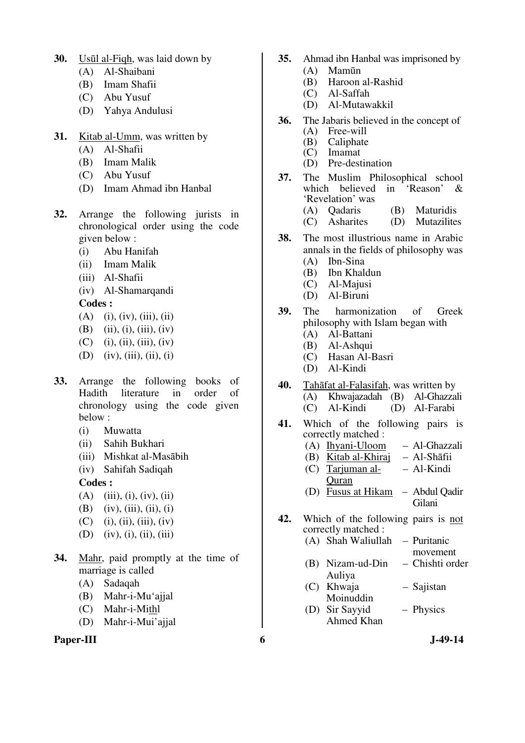**30.** <u>Usūl al-Fiqh</u>, was laid down by
(A) Al-Shaibani
(B) Imam Shafii
(C) Abu Yusuf
(D) Yahya Andulusi

**31.** <u>Kitab al-Umm</u>, was written by
(A) Al-Shafii
(B) Imam Malik
(C) Abu Yusuf
(D) Imam Ahmad ibn Hanbal

**32.** Arrange the following jurists in chronological order using the code given below :
(i) Abu Hanifah
(ii) Imam Malik
(iii) Al-Shafii
(iv) Al-Shamarqandi

**Codes :**
(A) (i), (iv), (iii), (ii)
(B) (ii), (i), (iii), (iv)
(C) (i), (ii), (iii), (iv)
(D) (iv), (iii), (ii), (i)

**33.** Arrange the following books of Hadith literature in order of chronology using the code given below :
(i) Muwatta
(ii) Sahih Bukhari
(iii) Mishkat al-Masābih
(iv) Sahifah Sadiqah

**Codes :**
(A) (iii), (i), (iv), (ii)
(B) (iv), (iii), (ii), (i)
(C) (i), (ii), (iii), (iv)
(D) (iv), (i), (ii), (iii)

**34.** <u>Mahr</u>, paid promptly at the time of marriage is called
(A) Sadaqah
(B) Mahr-i-Mu'ajjal
(C) Mahr-i-Mi<u>th</u>l
(D) Mahr-i-Mui'ajjal

**35.** Ahmad ibn Hanbal was imprisoned by
(A) Mamūn
(B) Haroon al-Rashid
(C) Al-Saffah
(D) Al-Mutawakkil

**36.** The Jabaris believed in the concept of
(A) Free-will
(B) Caliphate
(C) Imamat
(D) Pre-destination

**37.** The Muslim Philosophical school which believed in 'Reason' & 'Revelation' was
(A) Qadaris
(B) Maturidis
(C) Asharites
(D) Mutazilites

**38.** The most illustrious name in Arabic annals in the fields of philosophy was
(A) Ibn-Sina
(B) Ibn Khaldun
(C) Al-Majusi
(D) Al-Biruni

**39.** The harmonization of Greek philosophy with Islam began with
(A) Al-Battani
(B) Al-Ashqui
(C) Hasan Al-Basri
(D) Al-Kindi

**40.** <u>Tahāfat al-Falasifah</u>, was written by
(A) Khwajazadah
(B) Al-Ghazzali
(C) Al-Kindi
(D) Al-Farabi

**41.** Which of the following pairs is correctly matched :
(A) <u>Ihyani-Uloom</u> – Al-Ghazzali
(B) <u>Kitab al-Khiraj</u> – Al-Shāfii
(C) <u>Tarjuman al-Quran</u> – Al-Kindi
(D) <u>Fusus at Hikam</u> – Abdul Qadir Gilani

**42.** Which of the following pairs is <u>not</u> correctly matched :
(A) Shah Waliullah – Puritanic movement
(B) Nizam-ud-Din Auliya – Chishti order
(C) Khwaja Moinuddin – Sajistan
(D) Sir Sayyid Ahmed Khan – Physics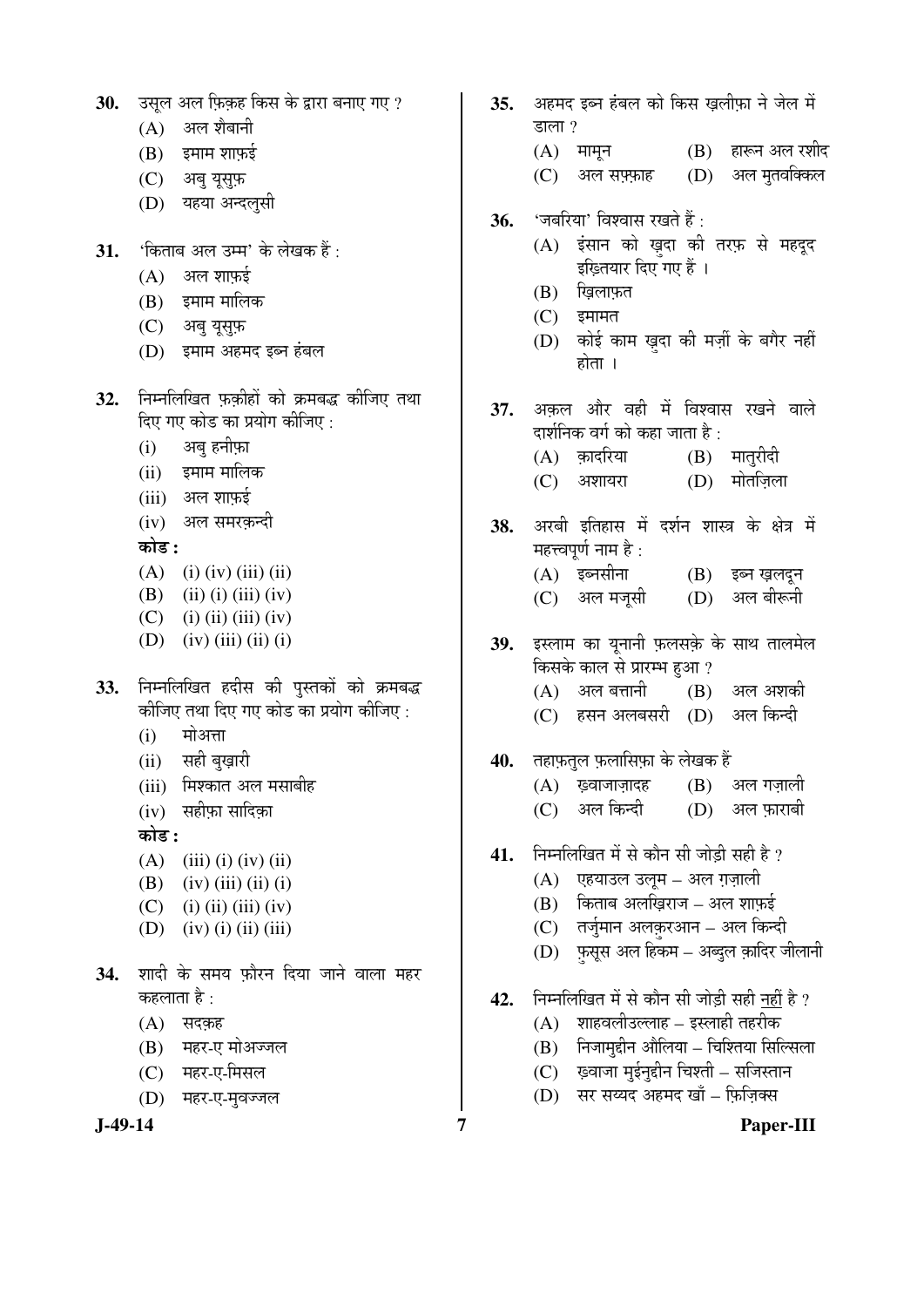30. उसूल अल फ़िक़्ह किस के द्वारा बनाए गए ?
   (A) अल शैबानी
   (B) इमाम शाफ़ई
   (C) अबु यूसुफ़
   (D) यहया अन्दलुसी

31. 'किताब अल उम्म' के लेखक हैं :
   (A) अल शाफ़ई
   (B) इमाम मालिक
   (C) अबु यूसुफ़
   (D) इमाम अहमद इब्न हंबल

32. निम्नलिखित फ़क़ीहों को क्रमबद्ध कीजिए तथा दिए गए कोड का प्रयोग कीजिए :
   (i) अबु हनीफ़ा
   (ii) इमाम मालिक
   (iii) अल शाफ़ई
   (iv) अल समरक़न्दी

   **कोड :**
   (A) (i) (iv) (iii) (ii)
   (B) (ii) (i) (iii) (iv)
   (C) (i) (ii) (iii) (iv)
   (D) (iv) (iii) (ii) (i)

33. निम्नलिखित हदीस की पुस्तकों को क्रमबद्ध कीजिए तथा दिए गए कोड का प्रयोग कीजिए :
   (i) मोअत्ता
   (ii) सही बुख़ारी
   (iii) मिश्कात अल मसाबीह
   (iv) सहीफ़ा सादिक़ा

   **कोड :**
   (A) (iii) (i) (iv) (ii)
   (B) (iv) (iii) (ii) (i)
   (C) (i) (ii) (iii) (iv)
   (D) (iv) (i) (ii) (iii)

34. शादी के समय फ़ौरन दिया जाने वाला महर कहलाता है :
   (A) सदक़ह
   (B) महर-ए मोअज्जल
   (C) महर-ए-मिसल
   (D) महर-ए-मुवज्जल

35. अहमद इब्न हंबल को किस ख़लीफ़ा ने जेल में डाला ?
   (A) मामून (B) हारून अल रशीद
   (C) अल सफ़्फ़ाह (D) अल मुतवक्किल

36. 'जबरिया' विश्वास रखते हैं :
   (A) इंसान को ख़ुदा की तरफ़ से महदूद इख़्तियार दिए गए हैं ।
   (B) ख़िलाफ़त
   (C) इमामत
   (D) कोई काम ख़ुदा की मर्ज़ी के बग़ैर नहीं होता ।

37. अक़्ल और वही में विश्वास रखने वाले दार्शनिक वर्ग को कहा जाता है :
   (A) क़ादरिया (B) मातुरीदी
   (C) अशायरा (D) मोतज़िला

38. अरबी इतिहास में दर्शन शास्त्र के क्षेत्र में महत्त्वपूर्ण नाम है :
   (A) इब्नसीना (B) इब्न ख़लदून
   (C) अल मजूसी (D) अल बीरूनी

39. इस्लाम का यूनानी फ़लसफ़े के साथ तालमेल किसके काल से प्रारम्भ हुआ ?
   (A) अल बत्तानी (B) अल अशकी
   (C) हसन अलबसरी (D) अल किन्दी

40. तहाफ़तुल फ़लासिफ़ा के लेखक हैं
   (A) ख़्वाजाज़ादह (B) अल ग़ज़ाली
   (C) अल किन्दी (D) अल फ़ाराबी

41. निम्नलिखित में से कौन सी जोड़ी सही है ?
   (A) एहयाउल उलूम – अल ग़ज़ाली
   (B) किताब अलख़िराज – अल शाफ़ई
   (C) तर्जुमान अलक़ुरआन – अल किन्दी
   (D) फ़ुसूस अल हिकम – अब्दुल क़ादिर जीलानी

42. निम्नलिखित में से कौन सी जोड़ी सही नहीं है ?
   (A) शाहवलीउल्लाह – इस्लाही तहरीक
   (B) निजामुद्दीन औलिया – चिश्तिया सिल्सिला
   (C) ख़्वाजा मुईनुद्दीन चिश्ती – सजिस्तान
   (D) सर सय्यद अहमद ख़ाँ – फ़िज़िक्स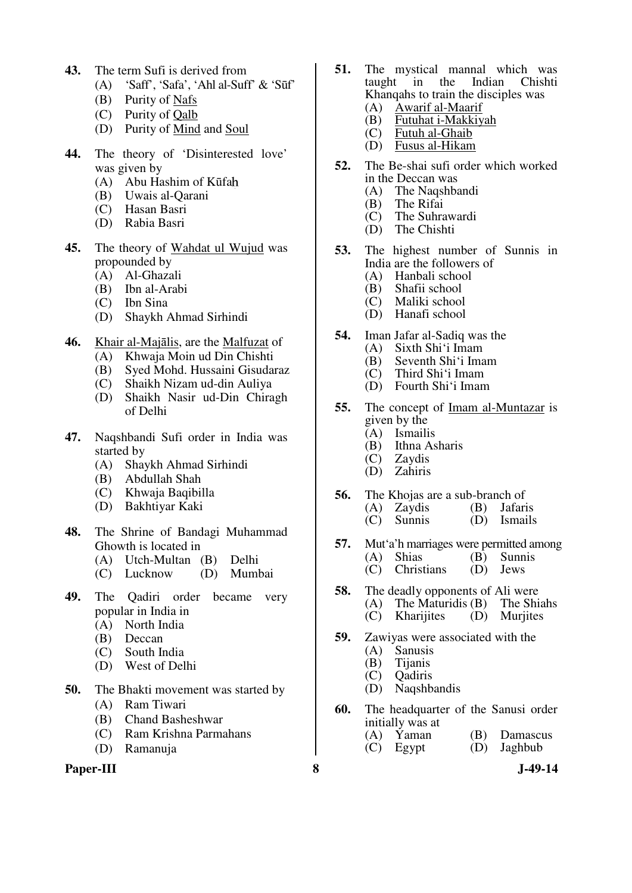**43.** The term Sufi is derived from
- (A) 'Saff', 'Safa', 'Ahl al-Suff' & 'Sūf'
- (B) Purity of <u>Nafs</u>
- (C) Purity of <u>Qalb</u>
- (D) Purity of <u>Mind</u> and <u>Soul</u>

**44.** The theory of 'Disinterested love' was given by
- (A) Abu Hashim of Kūfaḥ
- (B) Uwais al-Qarani
- (C) Hasan Basri
- (D) Rabia Basri

**45.** The theory of <u>Wahdat ul Wujud</u> was propounded by
- (A) Al-Ghazali
- (B) Ibn al-Arabi
- (C) Ibn Sina
- (D) Shaykh Ahmad Sirhindi

**46.** <u>Khair al-Majālis</u>, are the <u>Malfuzat</u> of
- (A) Khwaja Moin ud Din Chishti
- (B) Syed Mohd. Hussaini Gisudaraz
- (C) Shaikh Nizam ud-din Auliya
- (D) Shaikh Nasir ud-Din Chiragh of Delhi

**47.** Naqshbandi Sufi order in India was started by
- (A) Shaykh Ahmad Sirhindi
- (B) Abdullah Shah
- (C) Khwaja Baqibilla
- (D) Bakhtiyar Kaki

**48.** The Shrine of Bandagi Muhammad Ghowth is located in
- (A) Utch-Multan
- (B) Delhi
- (C) Lucknow
- (D) Mumbai

**49.** The Qadiri order became very popular in India in
- (A) North India
- (B) Deccan
- (C) South India
- (D) West of Delhi

**50.** The Bhakti movement was started by
- (A) Ram Tiwari
- (B) Chand Basheshwar
- (C) Ram Krishna Parmahans
- (D) Ramanuja

**51.** The mystical mannal which was taught in the Indian Chishti Khanqahs to train the disciples was
- (A) <u>Awarif al-Maarif</u>
- (B) <u>Futuhat i-Makkiyah</u>
- (C) <u>Futuh al-Ghaib</u>
- (D) <u>Fusus al-Hikam</u>

**52.** The Be-shai sufi order which worked in the Deccan was
- (A) The Naqshbandi
- (B) The Rifai
- (C) The Suhrawardi
- (D) The Chishti

**53.** The highest number of Sunnis in India are the followers of
- (A) Hanbali school
- (B) Shafii school
- (C) Maliki school
- (D) Hanafi school

**54.** Iman Jafar al-Sadiq was the
- (A) Sixth Shi'i Imam
- (B) Seventh Shi'i Imam
- (C) Third Shi'i Imam
- (D) Fourth Shi'i Imam

**55.** The concept of <u>Imam al-Muntazar</u> is given by the
- (A) Ismailis
- (B) Ithna Asharis
- (C) Zaydis
- (D) Zahiris

**56.** The Khojas are a sub-branch of
- (A) Zaydis
- (B) Jafaris
- (C) Sunnis
- (D) Ismails

**57.** Mut'a'h marriages were permitted among
- (A) Shias
- (B) Sunnis
- (C) Christians
- (D) Jews

**58.** The deadly opponents of Ali were
- (A) The Maturidis
- (B) The Shiahs
- (C) Kharijites
- (D) Murjites

**59.** Zawiyas were associated with the
- (A) Sanusis
- (B) Tijanis
- (C) Qadiris
- (D) Naqshbandis

**60.** The headquarter of the Sanusi order initially was at
- (A) Yaman
- (B) Damascus
- (C) Egypt
- (D) Jaghbub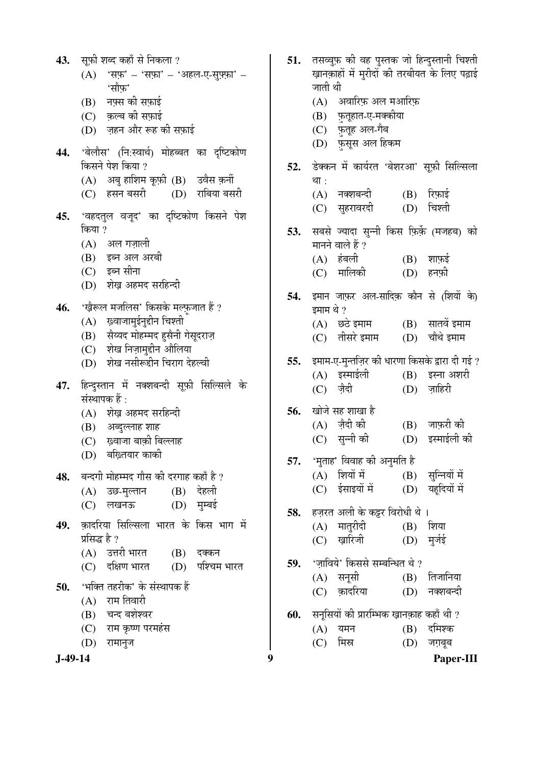43. सूफ़ी शब्द कहाँ से निकला ?
    (A) 'सफ़' – 'सफ़ा' – 'अहल-ए-सुफ़्फ़ा' – 'सौफ़'
    (B) नफ़्स की सफ़ाई
    (C) क़ल्ब की सफ़ाई
    (D) ज़हन और रूह की सफ़ाई

44. 'बेलौस' (निःस्वार्थ) मोहब्बत का दृष्टिकोण किसने पेश किया ?
    (A) अबु हाशिम कूफ़ी (B) उवैस क़र्नी
    (C) हसन बसरी (D) राबिया बसरी

45. 'वहदतुल वजूद' का दृष्टिकोण किसने पेश किया ?
    (A) अल गज़ाली
    (B) इब्न अल अरबी
    (C) इब्न सीना
    (D) शेख़ अहमद सरहिन्दी

46. 'ख़ैरूल मजलिस' किसके मल्फ़ूजात हैं ?
    (A) ख़्वाजामुईनुद्दीन चिश्ती
    (B) सैय्यद मोहम्मद हुसैनी गेसूदराज़
    (C) शेख निज़ामुद्दीन औलिया
    (D) शेख नसीरूद्दीन चिराग देहल्वी

47. हिन्दुस्तान में नक्शबन्दी सूफ़ी सिल्सिले के संस्थापक हैं :
    (A) शेख़ अहमद सरहिन्दी
    (B) अब्दुल्लाह शाह
    (C) ख़्वाजा बाक़ी बिल्लाह
    (D) बख़्तियार काकी

48. बन्दगी मोहम्मद गौस की दरगाह कहाँ है ?
    (A) उच्छ-मुल्तान (B) देहली
    (C) लखनऊ (D) मुम्बई

49. क़ादरिया सिल्सिला भारत के किस भाग में प्रसिद्ध है ?
    (A) उत्तरी भारत (B) दक्कन
    (C) दक्षिण भारत (D) पश्चिम भारत

50. 'भक्ति तहरीक' के संस्थापक हैं
    (A) राम तिवारी
    (B) चन्द बशेश्वर
    (C) राम कृष्ण परमहंस
    (D) रामानुज

51. तसव्वुफ़ की वह पुस्तक जो हिन्दुस्तानी चिश्ती ख़ानक़ाहों में मुरीदों की तरबीयत के लिए पढ़ाई जाती थी
    (A) अवारिफ़ अल मआरिफ़
    (B) फ़ुतूहात-ए-मक्कीया
    (C) फ़ुतूह अल-गैब
    (D) फ़ुसूस अल हिकम

52. डेक्कन में कार्यरत 'बेशरआ' सूफ़ी सिल्सिला था :
    (A) नक्शबन्दी (B) रिफ़ाई
    (C) सुहरावरदी (D) चिश्ती

53. सबसे ज्यादा सुन्नी किस फ़िर्क़े (मजहब) को मानने वाले हैं ?
    (A) हंबली (B) शाफ़ई
    (C) मालिकी (D) हनफ़ी

54. इमान जाफ़र अल-सादिक़ कौन से (शियों के) इमाम थे ?
    (A) छठे इमाम (B) सातवें इमाम
    (C) तीसरे इमाम (D) चौथे इमाम

55. इमाम-ए-मुन्तज़िर की धारणा किसके द्वारा दी गई ?
    (A) इस्माईली (B) इस्ना अशरी
    (C) ज़ैदी (D) ज़ाहिरी

56. खोजे सह शाखा है
    (A) ज़ैदी की (B) जाफ़री की
    (C) सुन्नी की (D) इस्माईली की

57. 'मुताह' विवाह की अनुमति है
    (A) शियों में (B) सुन्नियों में
    (C) ईसाइयों में (D) यहूदियों में

58. हज़रत अली के कट्टर विरोधी थे ।
    (A) मातुरीदी (B) शिया
    (C) ख़ारिजी (D) मुर्जई

59. 'ज़ाविये' किससे सम्बन्धित थे ?
    (A) सनूसी (B) तिजानिया
    (C) क़ादरिया (D) नक्शबन्दी

60. सनूसियों की प्रारम्भिक ख़ानक़ाह कहाँ थी ?
    (A) यमन (B) दमिश्क
    (C) मिस्र (D) जग़बूब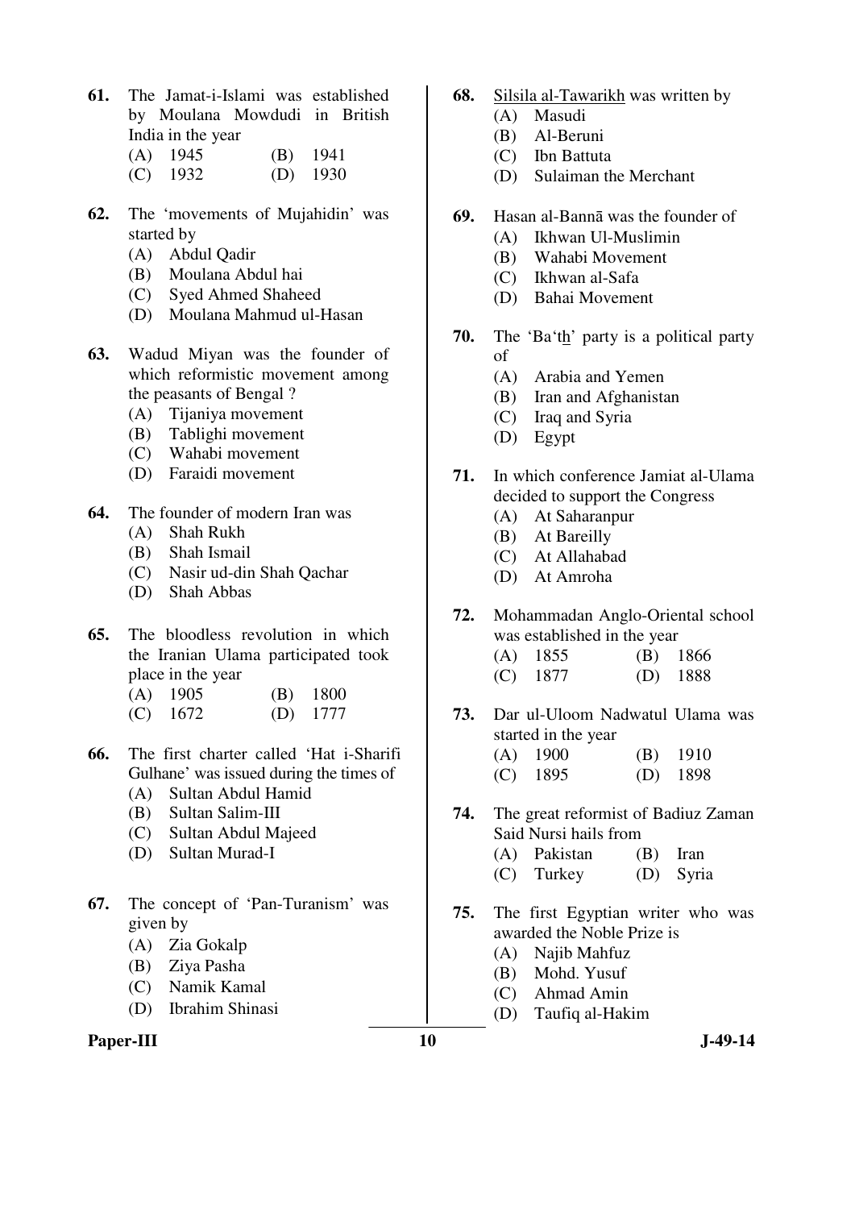**61.** The Jamat-i-Islami was established by Moulana Mowdudi in British India in the year

(A) 1945 (B) 1941

(C) 1932 (D) 1930

**62.** The 'movements of Mujahidin' was started by

(A) Abdul Qadir

(B) Moulana Abdul hai

(C) Syed Ahmed Shaheed

(D) Moulana Mahmud ul-Hasan

**63.** Wadud Miyan was the founder of which reformistic movement among the peasants of Bengal ?

(A) Tijaniya movement

(B) Tablighi movement

(C) Wahabi movement

(D) Faraidi movement

**64.** The founder of modern Iran was

(A) Shah Rukh

(B) Shah Ismail

(C) Nasir ud-din Shah Qachar

(D) Shah Abbas

**65.** The bloodless revolution in which the Iranian Ulama participated took place in the year

(A) 1905 (B) 1800

(C) 1672 (D) 1777

**66.** The first charter called 'Hat i-Sharifi Gulhane' was issued during the times of

(A) Sultan Abdul Hamid

(B) Sultan Salim-III

(C) Sultan Abdul Majeed

(D) Sultan Murad-I

**67.** The concept of 'Pan-Turanism' was given by

(A) Zia Gokalp

(B) Ziya Pasha

(C) Namik Kamal

(D) Ibrahim Shinasi

**68.** <u>Silsila al-Tawarikh</u> was written by

(A) Masudi

(B) Al-Beruni

(C) Ibn Battuta

(D) Sulaiman the Merchant

**69.** Hasan al-Bannā was the founder of

(A) Ikhwan Ul-Muslimin

(B) Wahabi Movement

(C) Ikhwan al-Safa

(D) Bahai Movement

**70.** The 'Ba'th' party is a political party of

(A) Arabia and Yemen

(B) Iran and Afghanistan

(C) Iraq and Syria

(D) Egypt

**71.** In which conference Jamiat al-Ulama decided to support the Congress

(A) At Saharanpur

(B) At Bareilly

(C) At Allahabad

(D) At Amroha

**72.** Mohammadan Anglo-Oriental school was established in the year

(A) 1855 (B) 1866

(C) 1877 (D) 1888

**73.** Dar ul-Uloom Nadwatul Ulama was started in the year

(A) 1900 (B) 1910

(C) 1895 (D) 1898

**74.** The great reformist of Badiuz Zaman Said Nursi hails from

(A) Pakistan (B) Iran

(C) Turkey (D) Syria

**75.** The first Egyptian writer who was awarded the Noble Prize is

(A) Najib Mahfuz

(B) Mohd. Yusuf

(C) Ahmad Amin

(D) Taufiq al-Hakim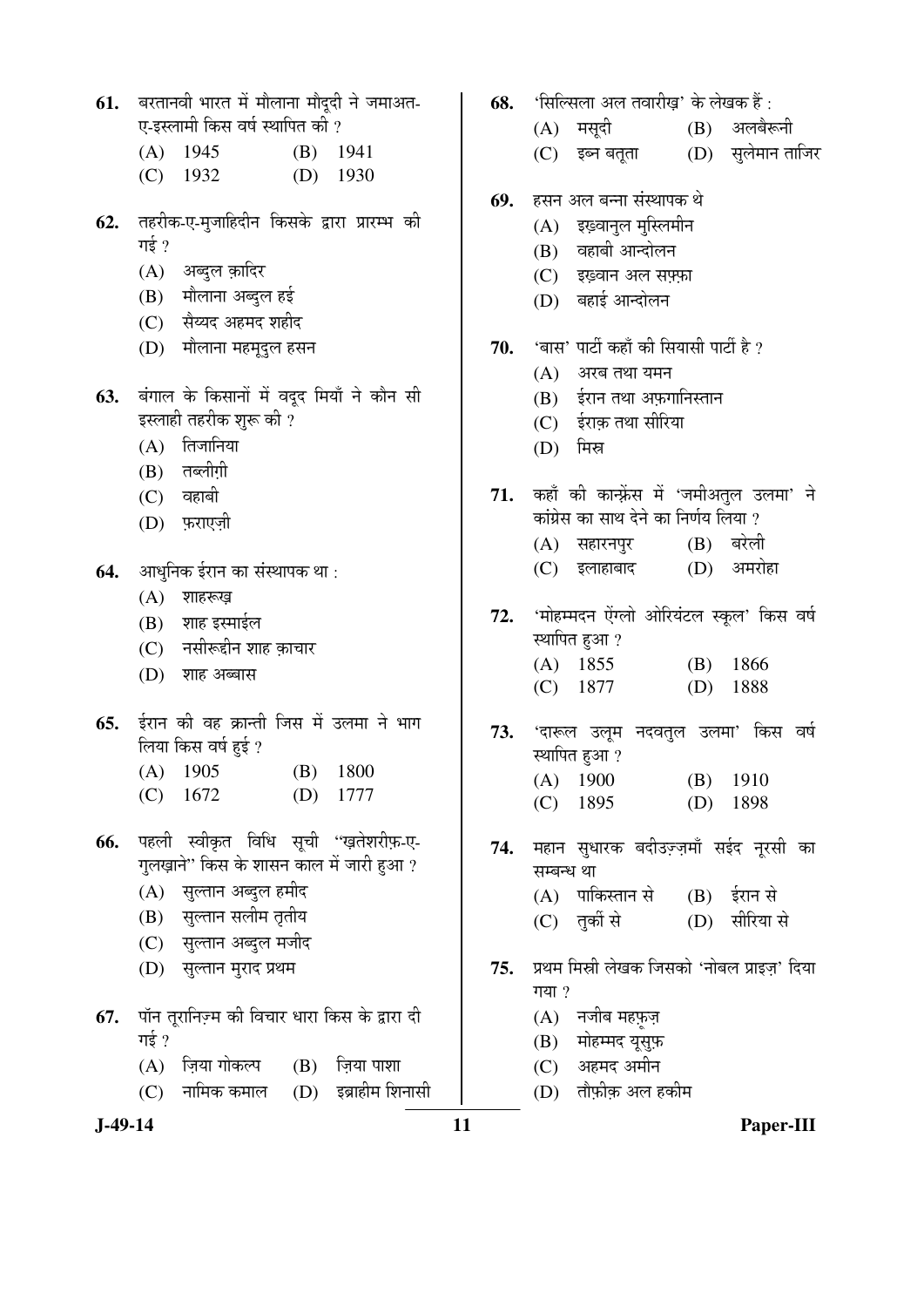**61.** बरतानवी भारत में मौलाना मौदूदी ने जमाअत-ए-इस्लामी किस वर्ष स्थापित की ?

(A) 1945 (B) 1941

(C) 1932 (D) 1930

**62.** तहरीक-ए-मुजाहिदीन किसके द्वारा प्रारम्भ की गई ?

(A) अब्दुल क़ादिर

(B) मौलाना अब्दुल हई

(C) सैय्यद अहमद शहीद

(D) मौलाना महमूदुल हसन

**63.** बंगाल के किसानों में वदूद मियाँ ने कौन सी इस्लाही तहरीक शुरू की ?

(A) तिजानिया

(B) तब्लीग़ी

(C) वहाबी

(D) फ़राएज़ी

**64.** आधुनिक ईरान का संस्थापक था :

(A) शाहरूख़

(B) शाह इस्माईल

(C) नसीरूद्दीन शाह क़ाचार

(D) शाह अब्बास

**65.** ईरान की वह क्रान्ती जिस में उलमा ने भाग लिया किस वर्ष हुई ?

(A) 1905 (B) 1800

(C) 1672 (D) 1777

**66.** पहली स्वीकृत विधि सूची "ख़तेशरीफ़-ए-गुलख़ाने" किस के शासन काल में जारी हुआ ?

(A) सुल्तान अब्दुल हमीद

(B) सुल्तान सलीम तृतीय

(C) सुल्तान अब्दुल मजीद

(D) सुल्तान मुराद प्रथम

**67.** पॉन तूरानिज़्म की विचार धारा किस के द्वारा दी गई ?

(A) ज़िया गोकल्प (B) ज़िया पाशा

(C) नामिक कमाल (D) इब्राहीम शिनासी

**68.** 'सिल्सिला अल तवारीख़' के लेखक हैं :

(A) मसूदी (B) अलबैरूनी

(C) इब्न बतूता (D) सुलेमान ताजिर

**69.** हसन अल बन्ना संस्थापक थे

(A) इख़्वानुल मुस्लिमीन

(B) वहाबी आन्दोलन

(C) इख़्वान अल सफ़्फ़ा

(D) बहाई आन्दोलन

**70.** 'बास' पार्टी कहाँ की सियासी पार्टी है ?

(A) अरब तथा यमन

(B) ईरान तथा अफ़गानिस्तान

(C) ईराक़ तथा सीरिया

(D) मिस्र

**71.** कहाँ की कान्फ्रेंस में 'जमीअतुल उलमा' ने कांग्रेस का साथ देने का निर्णय लिया ?

(A) सहारनपुर (B) बरेली

(C) इलाहाबाद (D) अमरोहा

**72.** 'मोहम्मदन ऐंग्लो ओरियंटल स्कूल' किस वर्ष स्थापित हुआ ?

(A) 1855 (B) 1866

(C) 1877 (D) 1888

**73.** 'दारूल उलूम नदवतुल उलमा' किस वर्ष स्थापित हुआ ?

(A) 1900 (B) 1910

(C) 1895 (D) 1898

**74.** महान सुधारक बदीउज़्ज़माँ सईद नूरसी का सम्बन्ध था

(A) पाकिस्तान से (B) ईरान से

(C) तुर्की से (D) सीरिया से

**75.** प्रथम मिस्री लेखक जिसको 'नोबल प्राइज़' दिया गया ?

(A) नजीब महफ़ूज़

(B) मोहम्मद यूसुफ

(C) अहमद अमीन

(D) तौफ़ीक़ अल हकीम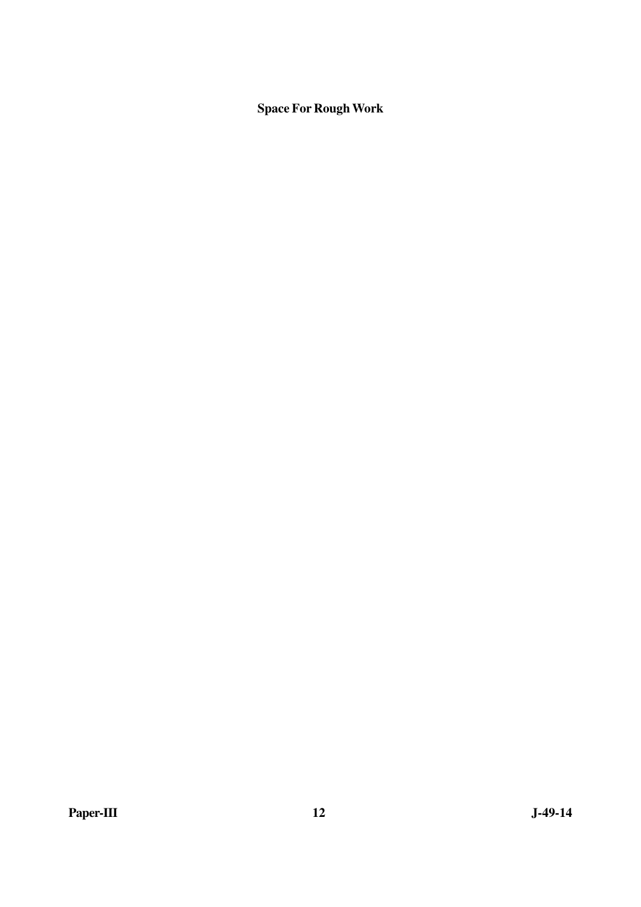**Space For Rough Work**